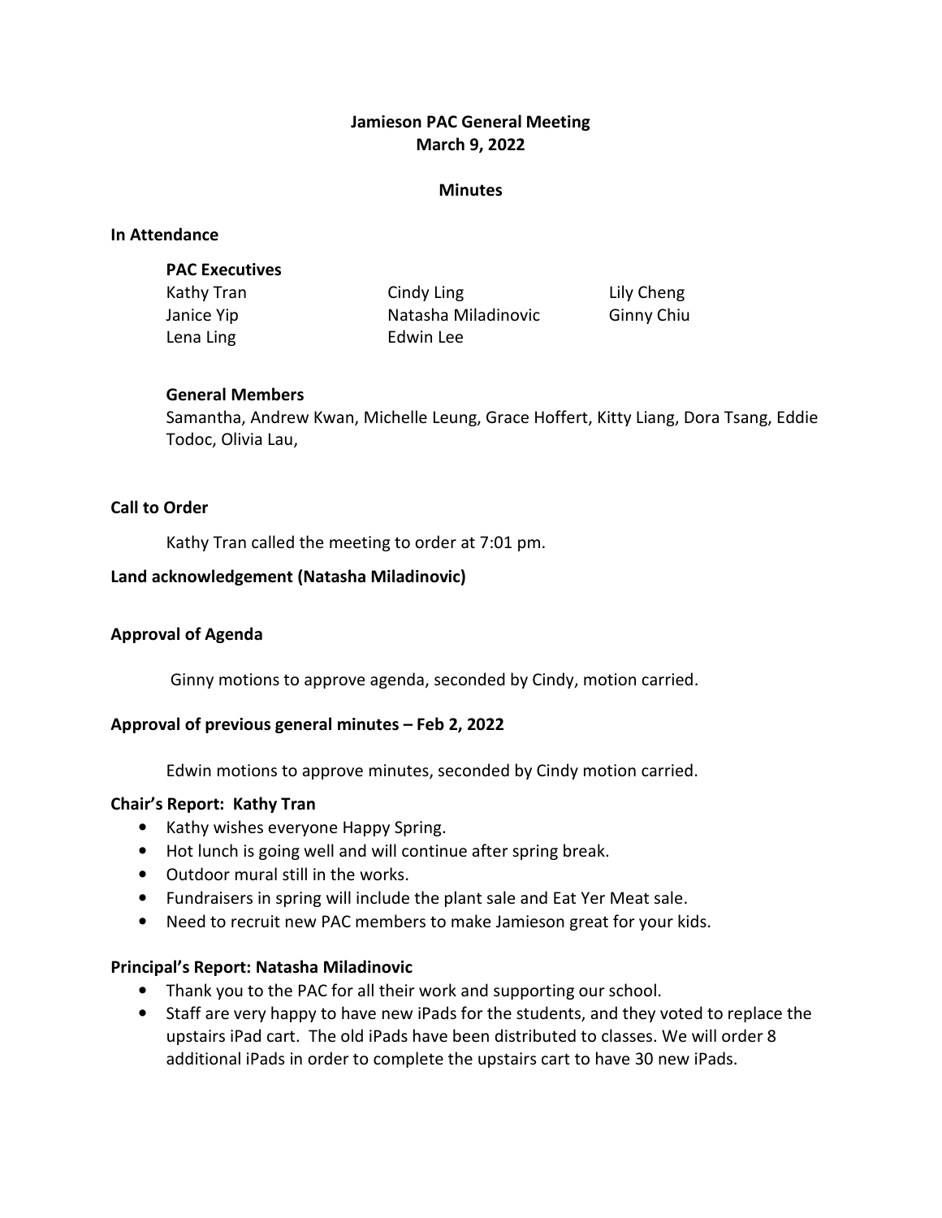# Jamieson PAC General Meeting
## March 9, 2022

### Minutes

**In Attendance**

**PAC Executives**

Kathy Tran, Cindy Ling, Lily Cheng, Janice Yip, Natasha Miladinovic, Ginny Chiu, Lena Ling, Edwin Lee

**General Members**

Samantha, Andrew Kwan, Michelle Leung, Grace Hoffert, Kitty Liang, Dora Tsang, Eddie Todoc, Olivia Lau,

**Call to Order**

Kathy Tran called the meeting to order at 7:01 pm.

**Land acknowledgement (Natasha Miladinovic)**

**Approval of Agenda**

Ginny motions to approve agenda, seconded by Cindy, motion carried.

**Approval of previous general minutes – Feb 2, 2022**

Edwin motions to approve minutes, seconded by Cindy motion carried.

**Chair's Report: Kathy Tran**

- Kathy wishes everyone Happy Spring.
- Hot lunch is going well and will continue after spring break.
- Outdoor mural still in the works.
- Fundraisers in spring will include the plant sale and Eat Yer Meat sale.
- Need to recruit new PAC members to make Jamieson great for your kids.

**Principal's Report: Natasha Miladinovic**

- Thank you to the PAC for all their work and supporting our school.
- Staff are very happy to have new iPads for the students, and they voted to replace the upstairs iPad cart. The old iPads have been distributed to classes. We will order 8 additional iPads in order to complete the upstairs cart to have 30 new iPads.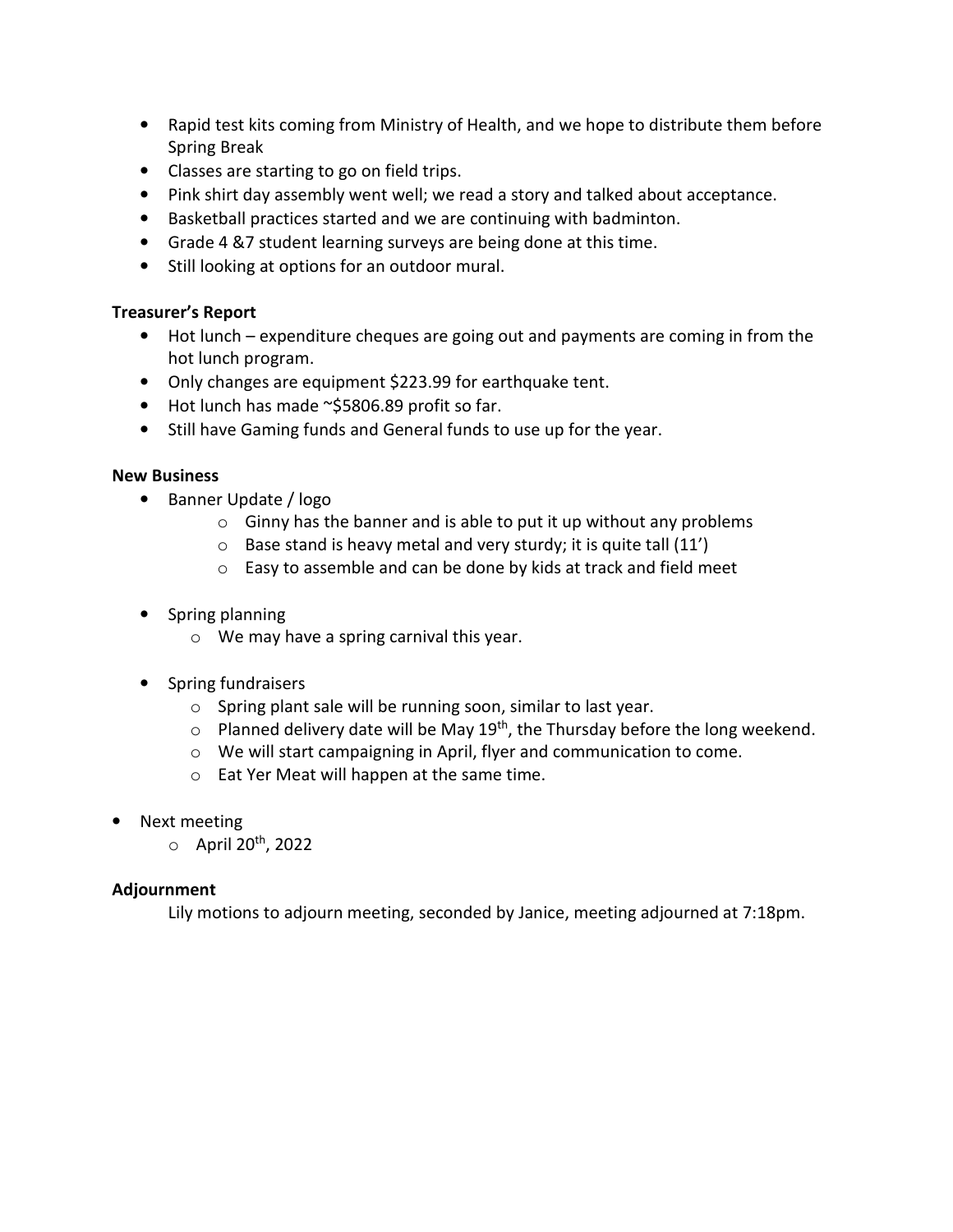- Rapid test kits coming from Ministry of Health, and we hope to distribute them before Spring Break
- Classes are starting to go on field trips.
- Pink shirt day assembly went well; we read a story and talked about acceptance.
- Basketball practices started and we are continuing with badminton.
- Grade 4 &7 student learning surveys are being done at this time.
- Still looking at options for an outdoor mural.

**Treasurer's Report**

- Hot lunch – expenditure cheques are going out and payments are coming in from the hot lunch program.
- Only changes are equipment $223.99 for earthquake tent.
- Hot lunch has made ~$5806.89 profit so far.
- Still have Gaming funds and General funds to use up for the year.

**New Business**

- Banner Update / logo
  - Ginny has the banner and is able to put it up without any problems
  - Base stand is heavy metal and very sturdy; it is quite tall (11')
  - Easy to assemble and can be done by kids at track and field meet

- Spring planning
  - We may have a spring carnival this year.

- Spring fundraisers
  - Spring plant sale will be running soon, similar to last year.
  - Planned delivery date will be May 19th, the Thursday before the long weekend.
  - We will start campaigning in April, flyer and communication to come.
  - Eat Yer Meat will happen at the same time.

- Next meeting
  - April 20th, 2022

**Adjournment**

Lily motions to adjourn meeting, seconded by Janice, meeting adjourned at 7:18pm.